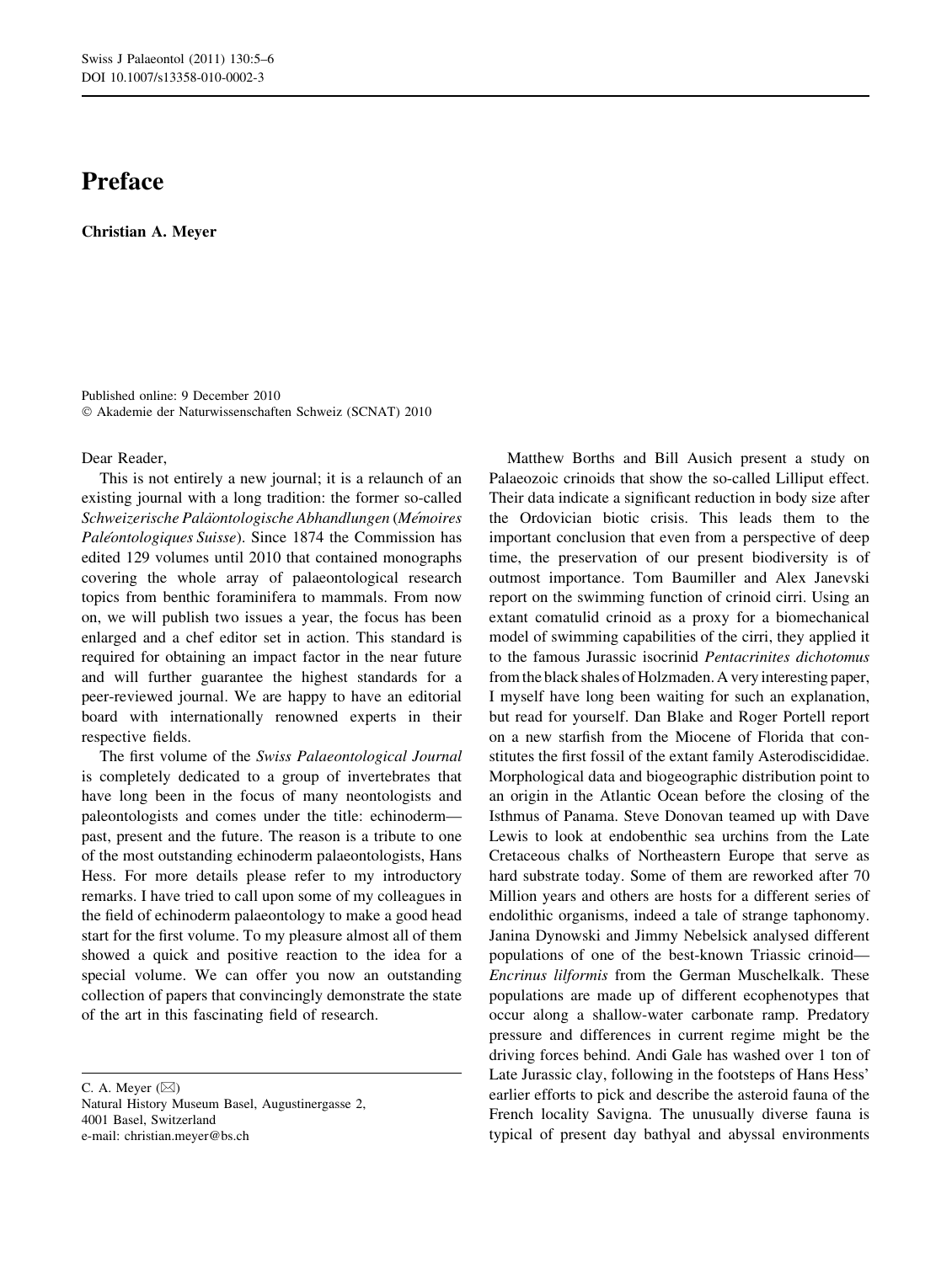# Preface

**Christian A. Meyer**

Published online: 9 December 2010
© Akademie der Naturwissenschaften Schweiz (SCNAT) 2010

Dear Reader,

This is not entirely a new journal; it is a relaunch of an existing journal with a long tradition: the former so-called *Schweizerische Paläontologische Abhandlungen* (*Mémoires Paléontologiques Suisse*). Since 1874 the Commission has edited 129 volumes until 2010 that contained monographs covering the whole array of palaeontological research topics from benthic foraminifera to mammals. From now on, we will publish two issues a year, the focus has been enlarged and a chef editor set in action. This standard is required for obtaining an impact factor in the near future and will further guarantee the highest standards for a peer-reviewed journal. We are happy to have an editorial board with internationally renowned experts in their respective fields.

The first volume of the *Swiss Palaeontological Journal* is completely dedicated to a group of invertebrates that have long been in the focus of many neontologists and paleontologists and comes under the title: echinoderm—past, present and the future. The reason is a tribute to one of the most outstanding echinoderm palaeontologists, Hans Hess. For more details please refer to my introductory remarks. I have tried to call upon some of my colleagues in the field of echinoderm palaeontology to make a good head start for the first volume. To my pleasure almost all of them showed a quick and positive reaction to the idea for a special volume. We can offer you now an outstanding collection of papers that convincingly demonstrate the state of the art in this fascinating field of research.

C. A. Meyer (✉)
Natural History Museum Basel, Augustinergasse 2,
4001 Basel, Switzerland
e-mail: christian.meyer@bs.ch

Matthew Borths and Bill Ausich present a study on Palaeozoic crinoids that show the so-called Lilliput effect. Their data indicate a significant reduction in body size after the Ordovician biotic crisis. This leads them to the important conclusion that even from a perspective of deep time, the preservation of our present biodiversity is of outmost importance. Tom Baumiller and Alex Janevski report on the swimming function of crinoid cirri. Using an extant comatulid crinoid as a proxy for a biomechanical model of swimming capabilities of the cirri, they applied it to the famous Jurassic isocrinid *Pentacrinites dichotomus* from the black shales of Holzmaden. A very interesting paper, I myself have long been waiting for such an explanation, but read for yourself. Dan Blake and Roger Portell report on a new starfish from the Miocene of Florida that constitutes the first fossil of the extant family Asterodiscididae. Morphological data and biogeographic distribution point to an origin in the Atlantic Ocean before the closing of the Isthmus of Panama. Steve Donovan teamed up with Dave Lewis to look at endobenthic sea urchins from the Late Cretaceous chalks of Northeastern Europe that serve as hard substrate today. Some of them are reworked after 70 Million years and others are hosts for a different series of endolithic organisms, indeed a tale of strange taphonomy. Janina Dynowski and Jimmy Nebelsick analysed different populations of one of the best-known Triassic crinoid—*Encrinus lilformis* from the German Muschelkalk. These populations are made up of different ecophenotypes that occur along a shallow-water carbonate ramp. Predatory pressure and differences in current regime might be the driving forces behind. Andi Gale has washed over 1 ton of Late Jurassic clay, following in the footsteps of Hans Hess' earlier efforts to pick and describe the asteroid fauna of the French locality Savigna. The unusually diverse fauna is typical of present day bathyal and abyssal environments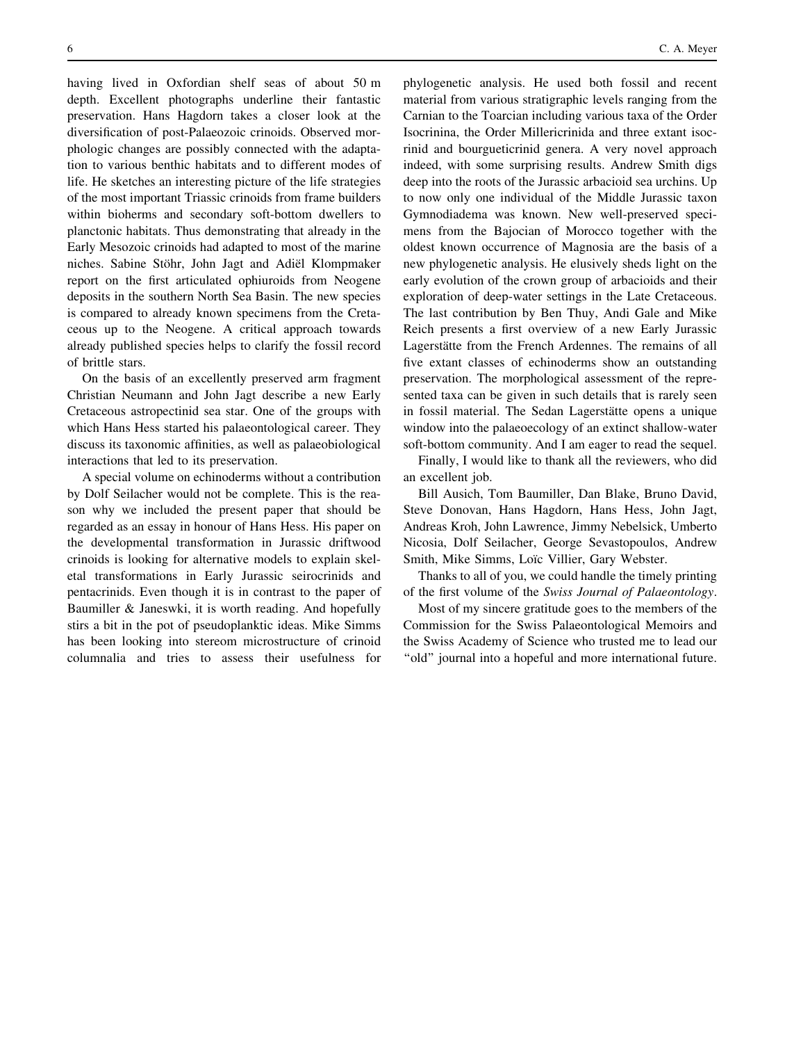having lived in Oxfordian shelf seas of about 50 m depth. Excellent photographs underline their fantastic preservation. Hans Hagdorn takes a closer look at the diversification of post-Palaeozoic crinoids. Observed morphologic changes are possibly connected with the adaptation to various benthic habitats and to different modes of life. He sketches an interesting picture of the life strategies of the most important Triassic crinoids from frame builders within bioherms and secondary soft-bottom dwellers to planctonic habitats. Thus demonstrating that already in the Early Mesozoic crinoids had adapted to most of the marine niches. Sabine Stöhr, John Jagt and Adiël Klompmaker report on the first articulated ophiuroids from Neogene deposits in the southern North Sea Basin. The new species is compared to already known specimens from the Cretaceous up to the Neogene. A critical approach towards already published species helps to clarify the fossil record of brittle stars.

On the basis of an excellently preserved arm fragment Christian Neumann and John Jagt describe a new Early Cretaceous astropectinid sea star. One of the groups with which Hans Hess started his palaeontological career. They discuss its taxonomic affinities, as well as palaeobiological interactions that led to its preservation.

A special volume on echinoderms without a contribution by Dolf Seilacher would not be complete. This is the reason why we included the present paper that should be regarded as an essay in honour of Hans Hess. His paper on the developmental transformation in Jurassic driftwood crinoids is looking for alternative models to explain skeletal transformations in Early Jurassic seirocrinids and pentacrinids. Even though it is in contrast to the paper of Baumiller & Janeswki, it is worth reading. And hopefully stirs a bit in the pot of pseudoplanktic ideas. Mike Simms has been looking into stereom microstructure of crinoid columnalia and tries to assess their usefulness for phylogenetic analysis. He used both fossil and recent material from various stratigraphic levels ranging from the Carnian to the Toarcian including various taxa of the Order Isocrinina, the Order Millericrinida and three extant isocrinid and bourgueticrinid genera. A very novel approach indeed, with some surprising results. Andrew Smith digs deep into the roots of the Jurassic arbacioid sea urchins. Up to now only one individual of the Middle Jurassic taxon Gymnodiadema was known. New well-preserved specimens from the Bajocian of Morocco together with the oldest known occurrence of Magnosia are the basis of a new phylogenetic analysis. He elusively sheds light on the early evolution of the crown group of arbacioids and their exploration of deep-water settings in the Late Cretaceous. The last contribution by Ben Thuy, Andi Gale and Mike Reich presents a first overview of a new Early Jurassic Lagerstätte from the French Ardennes. The remains of all five extant classes of echinoderms show an outstanding preservation. The morphological assessment of the represented taxa can be given in such details that is rarely seen in fossil material. The Sedan Lagerstätte opens a unique window into the palaeoecology of an extinct shallow-water soft-bottom community. And I am eager to read the sequel.

Finally, I would like to thank all the reviewers, who did an excellent job.

Bill Ausich, Tom Baumiller, Dan Blake, Bruno David, Steve Donovan, Hans Hagdorn, Hans Hess, John Jagt, Andreas Kroh, John Lawrence, Jimmy Nebelsick, Umberto Nicosia, Dolf Seilacher, George Sevastopoulos, Andrew Smith, Mike Simms, Loïc Villier, Gary Webster.

Thanks to all of you, we could handle the timely printing of the first volume of the *Swiss Journal of Palaeontology*.

Most of my sincere gratitude goes to the members of the Commission for the Swiss Palaeontological Memoirs and the Swiss Academy of Science who trusted me to lead our "old" journal into a hopeful and more international future.